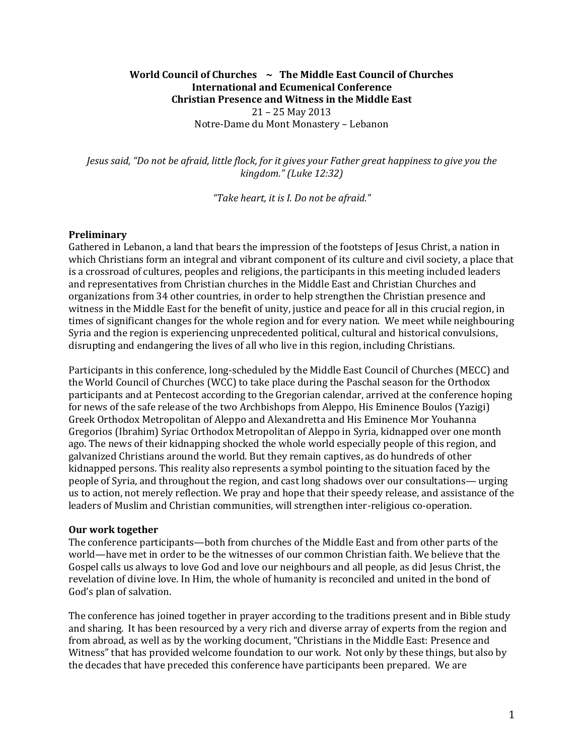**World Council of Churches ~ The Middle East Council of Churches**
**International and Ecumenical Conference**
**Christian Presence and Witness in the Middle East**
21 – 25 May 2013
Notre-Dame du Mont Monastery – Lebanon

*Jesus said, "Do not be afraid, little flock, for it gives your Father great happiness to give you the kingdom." (Luke 12:32)*

*"Take heart, it is I. Do not be afraid."*

## Preliminary

Gathered in Lebanon, a land that bears the impression of the footsteps of Jesus Christ, a nation in which Christians form an integral and vibrant component of its culture and civil society, a place that is a crossroad of cultures, peoples and religions, the participants in this meeting included leaders and representatives from Christian churches in the Middle East and Christian Churches and organizations from 34 other countries, in order to help strengthen the Christian presence and witness in the Middle East for the benefit of unity, justice and peace for all in this crucial region, in times of significant changes for the whole region and for every nation. We meet while neighbouring Syria and the region is experiencing unprecedented political, cultural and historical convulsions, disrupting and endangering the lives of all who live in this region, including Christians.

Participants in this conference, long-scheduled by the Middle East Council of Churches (MECC) and the World Council of Churches (WCC) to take place during the Paschal season for the Orthodox participants and at Pentecost according to the Gregorian calendar, arrived at the conference hoping for news of the safe release of the two Archbishops from Aleppo, His Eminence Boulos (Yazigi) Greek Orthodox Metropolitan of Aleppo and Alexandretta and His Eminence Mor Youhanna Gregorios (Ibrahim) Syriac Orthodox Metropolitan of Aleppo in Syria, kidnapped over one month ago. The news of their kidnapping shocked the whole world especially people of this region, and galvanized Christians around the world. But they remain captives, as do hundreds of other kidnapped persons. This reality also represents a symbol pointing to the situation faced by the people of Syria, and throughout the region, and cast long shadows over our consultations— urging us to action, not merely reflection. We pray and hope that their speedy release, and assistance of the leaders of Muslim and Christian communities, will strengthen inter-religious co-operation.

## Our work together

The conference participants—both from churches of the Middle East and from other parts of the world—have met in order to be the witnesses of our common Christian faith. We believe that the Gospel calls us always to love God and love our neighbours and all people, as did Jesus Christ, the revelation of divine love. In Him, the whole of humanity is reconciled and united in the bond of God's plan of salvation.

The conference has joined together in prayer according to the traditions present and in Bible study and sharing. It has been resourced by a very rich and diverse array of experts from the region and from abroad, as well as by the working document, "Christians in the Middle East: Presence and Witness" that has provided welcome foundation to our work. Not only by these things, but also by the decades that have preceded this conference have participants been prepared. We are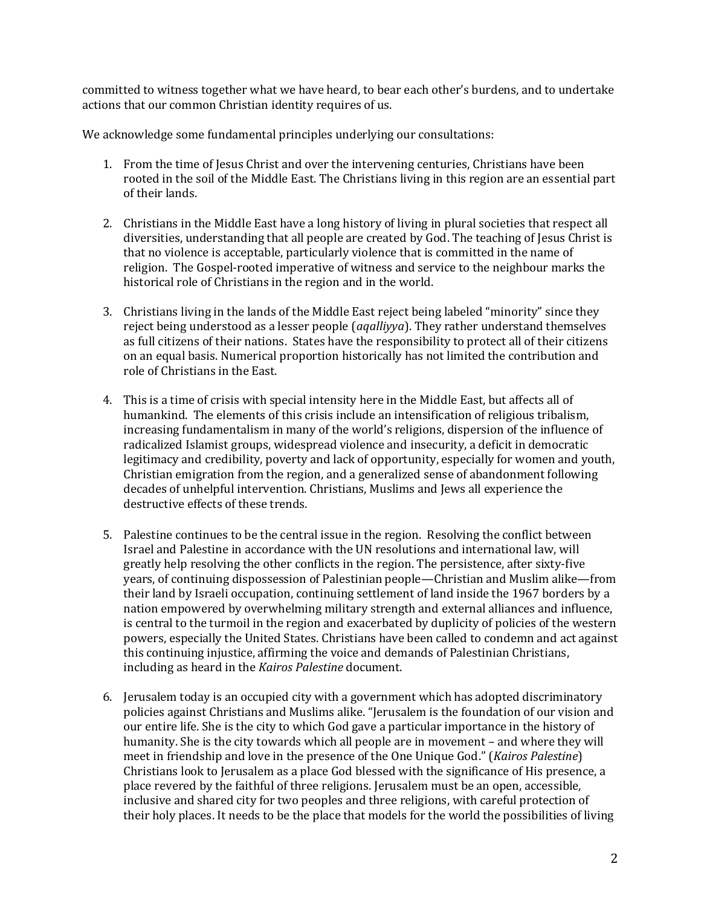committed to witness together what we have heard, to bear each other's burdens, and to undertake actions that our common Christian identity requires of us.

We acknowledge some fundamental principles underlying our consultations:

1. From the time of Jesus Christ and over the intervening centuries, Christians have been rooted in the soil of the Middle East. The Christians living in this region are an essential part of their lands.

2. Christians in the Middle East have a long history of living in plural societies that respect all diversities, understanding that all people are created by God. The teaching of Jesus Christ is that no violence is acceptable, particularly violence that is committed in the name of religion. The Gospel-rooted imperative of witness and service to the neighbour marks the historical role of Christians in the region and in the world.

3. Christians living in the lands of the Middle East reject being labeled "minority" since they reject being understood as a lesser people (*aqalliyya*). They rather understand themselves as full citizens of their nations. States have the responsibility to protect all of their citizens on an equal basis. Numerical proportion historically has not limited the contribution and role of Christians in the East.

4. This is a time of crisis with special intensity here in the Middle East, but affects all of humankind. The elements of this crisis include an intensification of religious tribalism, increasing fundamentalism in many of the world's religions, dispersion of the influence of radicalized Islamist groups, widespread violence and insecurity, a deficit in democratic legitimacy and credibility, poverty and lack of opportunity, especially for women and youth, Christian emigration from the region, and a generalized sense of abandonment following decades of unhelpful intervention. Christians, Muslims and Jews all experience the destructive effects of these trends.

5. Palestine continues to be the central issue in the region. Resolving the conflict between Israel and Palestine in accordance with the UN resolutions and international law, will greatly help resolving the other conflicts in the region. The persistence, after sixty-five years, of continuing dispossession of Palestinian people—Christian and Muslim alike—from their land by Israeli occupation, continuing settlement of land inside the 1967 borders by a nation empowered by overwhelming military strength and external alliances and influence, is central to the turmoil in the region and exacerbated by duplicity of policies of the western powers, especially the United States. Christians have been called to condemn and act against this continuing injustice, affirming the voice and demands of Palestinian Christians, including as heard in the *Kairos Palestine* document.

6. Jerusalem today is an occupied city with a government which has adopted discriminatory policies against Christians and Muslims alike. "Jerusalem is the foundation of our vision and our entire life. She is the city to which God gave a particular importance in the history of humanity. She is the city towards which all people are in movement – and where they will meet in friendship and love in the presence of the One Unique God." (*Kairos Palestine*) Christians look to Jerusalem as a place God blessed with the significance of His presence, a place revered by the faithful of three religions. Jerusalem must be an open, accessible, inclusive and shared city for two peoples and three religions, with careful protection of their holy places. It needs to be the place that models for the world the possibilities of living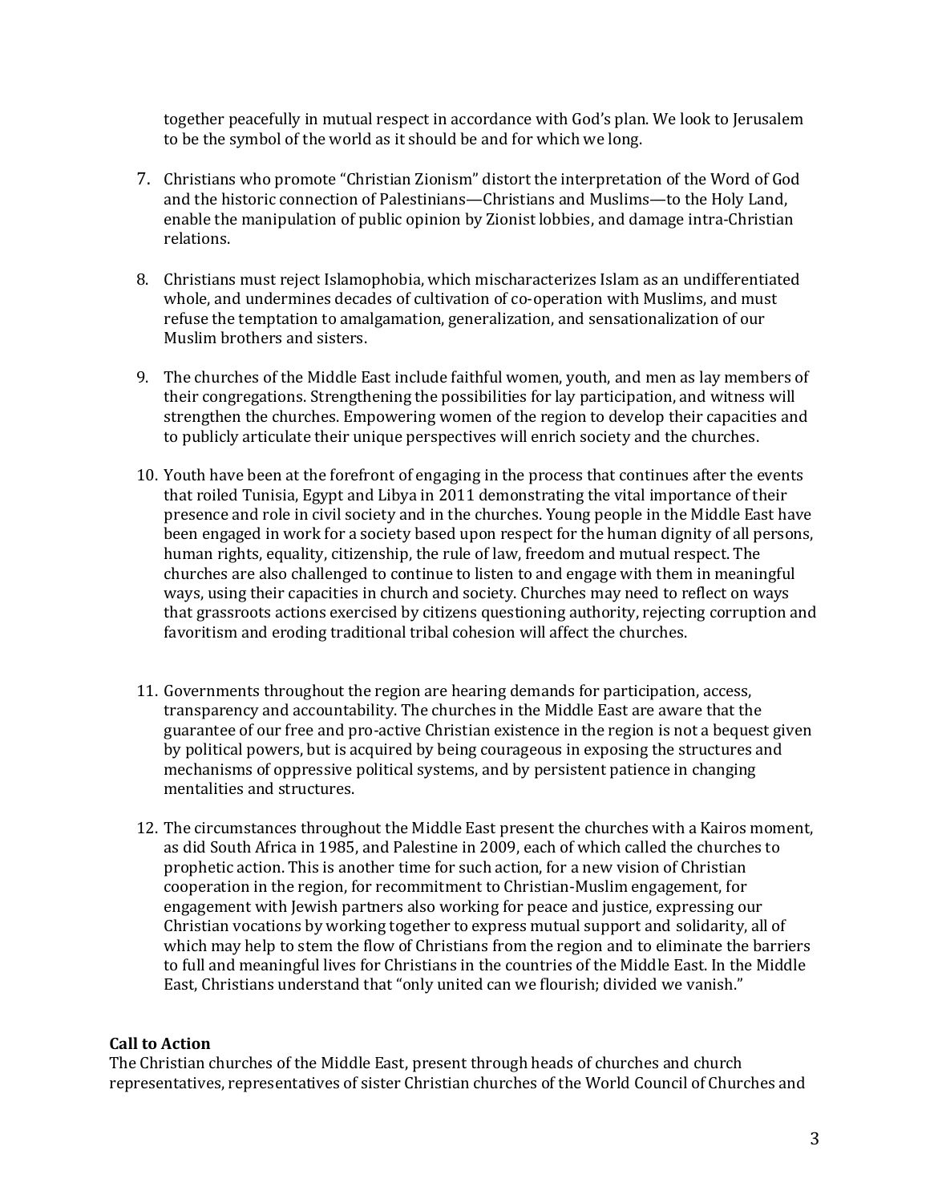together peacefully in mutual respect in accordance with God's plan. We look to Jerusalem to be the symbol of the world as it should be and for which we long.

7. Christians who promote "Christian Zionism" distort the interpretation of the Word of God and the historic connection of Palestinians—Christians and Muslims—to the Holy Land, enable the manipulation of public opinion by Zionist lobbies, and damage intra-Christian relations.

8. Christians must reject Islamophobia, which mischaracterizes Islam as an undifferentiated whole, and undermines decades of cultivation of co-operation with Muslims, and must refuse the temptation to amalgamation, generalization, and sensationalization of our Muslim brothers and sisters.

9. The churches of the Middle East include faithful women, youth, and men as lay members of their congregations. Strengthening the possibilities for lay participation, and witness will strengthen the churches. Empowering women of the region to develop their capacities and to publicly articulate their unique perspectives will enrich society and the churches.

10. Youth have been at the forefront of engaging in the process that continues after the events that roiled Tunisia, Egypt and Libya in 2011 demonstrating the vital importance of their presence and role in civil society and in the churches. Young people in the Middle East have been engaged in work for a society based upon respect for the human dignity of all persons, human rights, equality, citizenship, the rule of law, freedom and mutual respect. The churches are also challenged to continue to listen to and engage with them in meaningful ways, using their capacities in church and society. Churches may need to reflect on ways that grassroots actions exercised by citizens questioning authority, rejecting corruption and favoritism and eroding traditional tribal cohesion will affect the churches.

11. Governments throughout the region are hearing demands for participation, access, transparency and accountability. The churches in the Middle East are aware that the guarantee of our free and pro-active Christian existence in the region is not a bequest given by political powers, but is acquired by being courageous in exposing the structures and mechanisms of oppressive political systems, and by persistent patience in changing mentalities and structures.

12. The circumstances throughout the Middle East present the churches with a Kairos moment, as did South Africa in 1985, and Palestine in 2009, each of which called the churches to prophetic action. This is another time for such action, for a new vision of Christian cooperation in the region, for recommitment to Christian-Muslim engagement, for engagement with Jewish partners also working for peace and justice, expressing our Christian vocations by working together to express mutual support and solidarity, all of which may help to stem the flow of Christians from the region and to eliminate the barriers to full and meaningful lives for Christians in the countries of the Middle East. In the Middle East, Christians understand that "only united can we flourish; divided we vanish."

**Call to Action**

The Christian churches of the Middle East, present through heads of churches and church representatives, representatives of sister Christian churches of the World Council of Churches and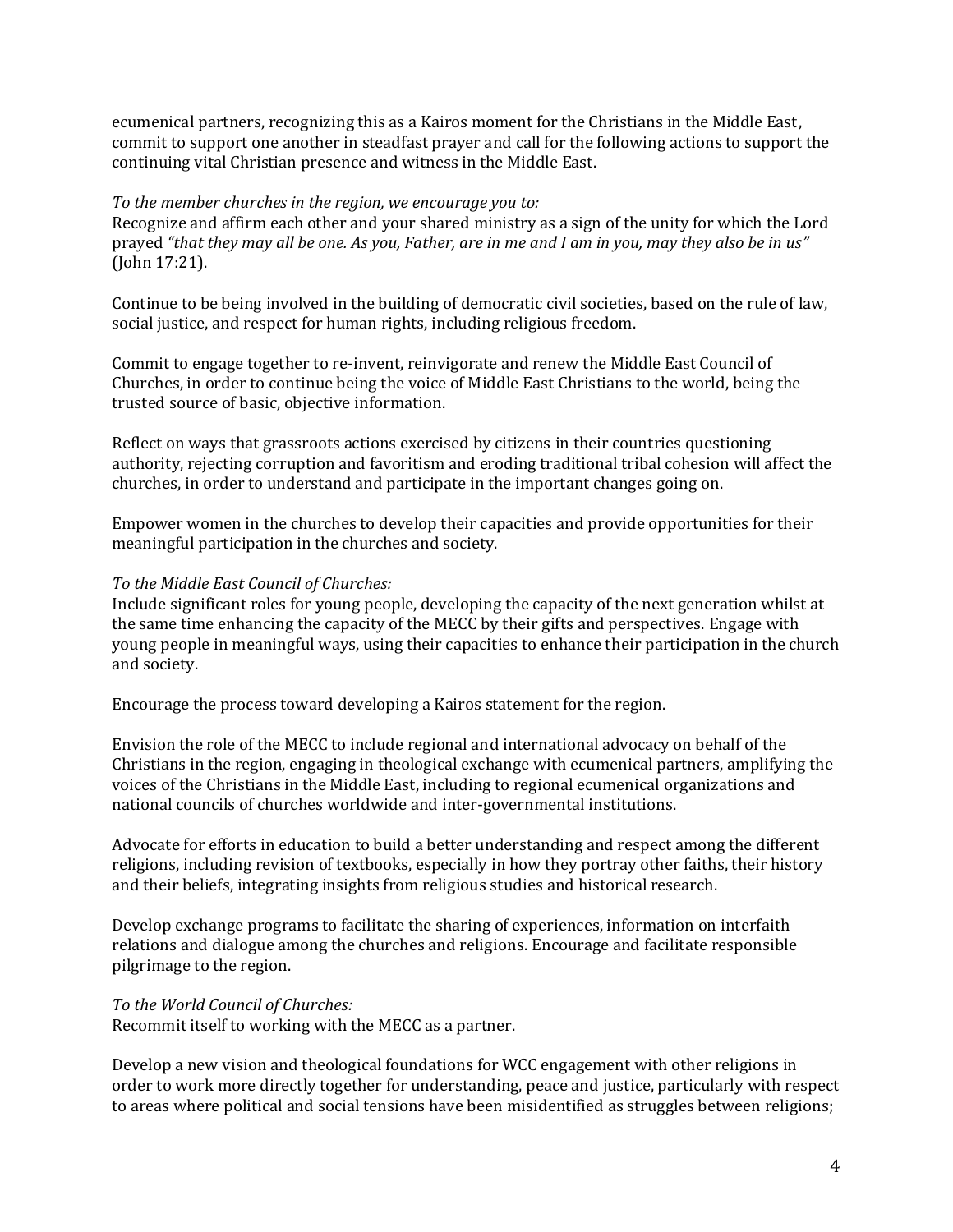ecumenical partners, recognizing this as a Kairos moment for the Christians in the Middle East, commit to support one another in steadfast prayer and call for the following actions to support the continuing vital Christian presence and witness in the Middle East.

*To the member churches in the region, we encourage you to:*
Recognize and affirm each other and your shared ministry as a sign of the unity for which the Lord prayed *"that they may all be one. As you, Father, are in me and I am in you, may they also be in us"* (John 17:21).

Continue to be being involved in the building of democratic civil societies, based on the rule of law, social justice, and respect for human rights, including religious freedom.

Commit to engage together to re-invent, reinvigorate and renew the Middle East Council of Churches, in order to continue being the voice of Middle East Christians to the world, being the trusted source of basic, objective information.

Reflect on ways that grassroots actions exercised by citizens in their countries questioning authority, rejecting corruption and favoritism and eroding traditional tribal cohesion will affect the churches, in order to understand and participate in the important changes going on.

Empower women in the churches to develop their capacities and provide opportunities for their meaningful participation in the churches and society.

*To the Middle East Council of Churches:*
Include significant roles for young people, developing the capacity of the next generation whilst at the same time enhancing the capacity of the MECC by their gifts and perspectives. Engage with young people in meaningful ways, using their capacities to enhance their participation in the church and society.

Encourage the process toward developing a Kairos statement for the region.

Envision the role of the MECC to include regional and international advocacy on behalf of the Christians in the region, engaging in theological exchange with ecumenical partners, amplifying the voices of the Christians in the Middle East, including to regional ecumenical organizations and national councils of churches worldwide and inter-governmental institutions.

Advocate for efforts in education to build a better understanding and respect among the different religions, including revision of textbooks, especially in how they portray other faiths, their history and their beliefs, integrating insights from religious studies and historical research.

Develop exchange programs to facilitate the sharing of experiences, information on interfaith relations and dialogue among the churches and religions. Encourage and facilitate responsible pilgrimage to the region.

*To the World Council of Churches:*
Recommit itself to working with the MECC as a partner.

Develop a new vision and theological foundations for WCC engagement with other religions in order to work more directly together for understanding, peace and justice, particularly with respect to areas where political and social tensions have been misidentified as struggles between religions;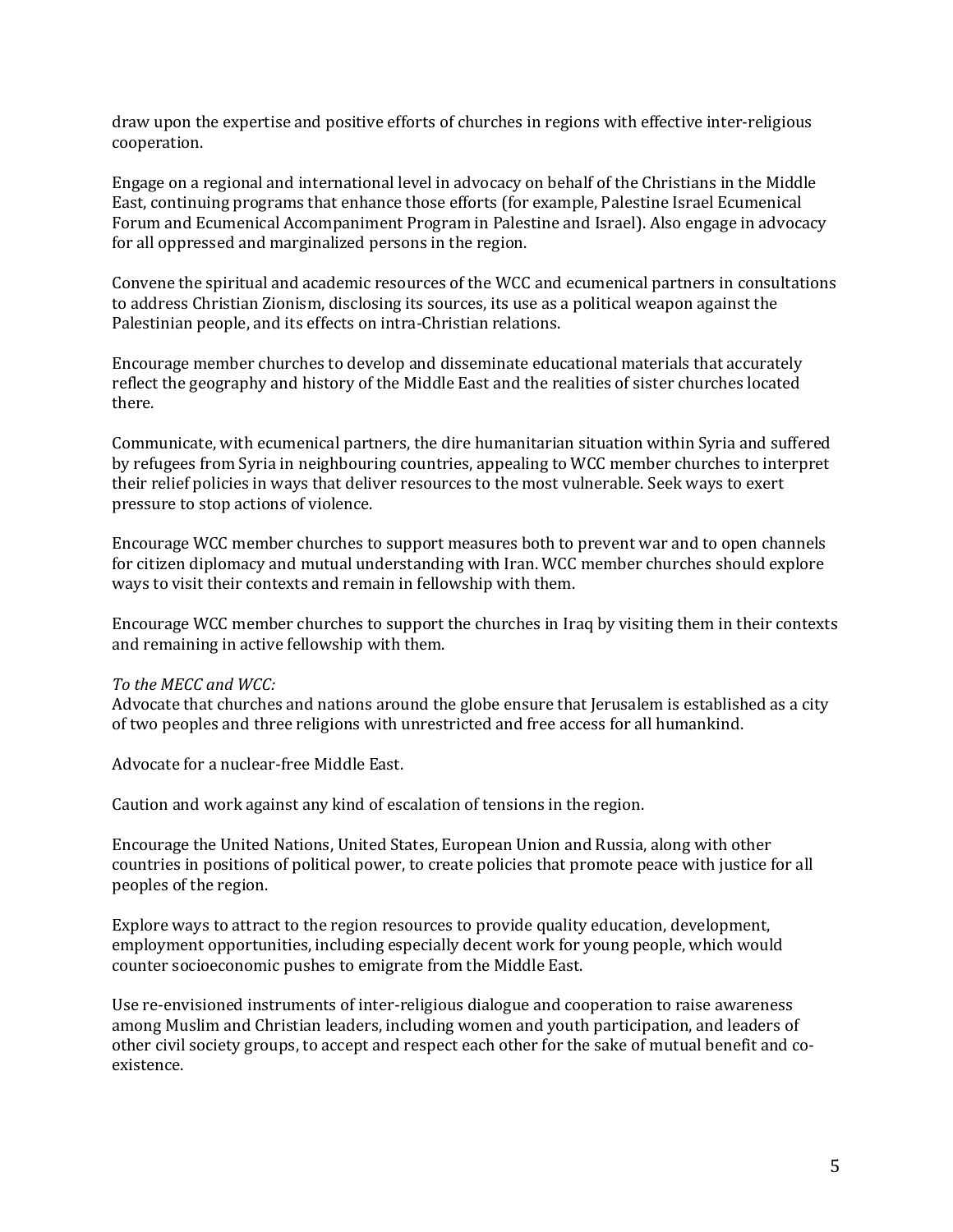draw upon the expertise and positive efforts of churches in regions with effective inter-religious cooperation.

Engage on a regional and international level in advocacy on behalf of the Christians in the Middle East, continuing programs that enhance those efforts (for example, Palestine Israel Ecumenical Forum and Ecumenical Accompaniment Program in Palestine and Israel). Also engage in advocacy for all oppressed and marginalized persons in the region.

Convene the spiritual and academic resources of the WCC and ecumenical partners in consultations to address Christian Zionism, disclosing its sources, its use as a political weapon against the Palestinian people, and its effects on intra-Christian relations.

Encourage member churches to develop and disseminate educational materials that accurately reflect the geography and history of the Middle East and the realities of sister churches located there.

Communicate, with ecumenical partners, the dire humanitarian situation within Syria and suffered by refugees from Syria in neighbouring countries, appealing to WCC member churches to interpret their relief policies in ways that deliver resources to the most vulnerable. Seek ways to exert pressure to stop actions of violence.

Encourage WCC member churches to support measures both to prevent war and to open channels for citizen diplomacy and mutual understanding with Iran. WCC member churches should explore ways to visit their contexts and remain in fellowship with them.

Encourage WCC member churches to support the churches in Iraq by visiting them in their contexts and remaining in active fellowship with them.

*To the MECC and WCC:*
Advocate that churches and nations around the globe ensure that Jerusalem is established as a city of two peoples and three religions with unrestricted and free access for all humankind.

Advocate for a nuclear-free Middle East.

Caution and work against any kind of escalation of tensions in the region.

Encourage the United Nations, United States, European Union and Russia, along with other countries in positions of political power, to create policies that promote peace with justice for all peoples of the region.

Explore ways to attract to the region resources to provide quality education, development, employment opportunities, including especially decent work for young people, which would counter socioeconomic pushes to emigrate from the Middle East.

Use re-envisioned instruments of inter-religious dialogue and cooperation to raise awareness among Muslim and Christian leaders, including women and youth participation, and leaders of other civil society groups, to accept and respect each other for the sake of mutual benefit and co-existence.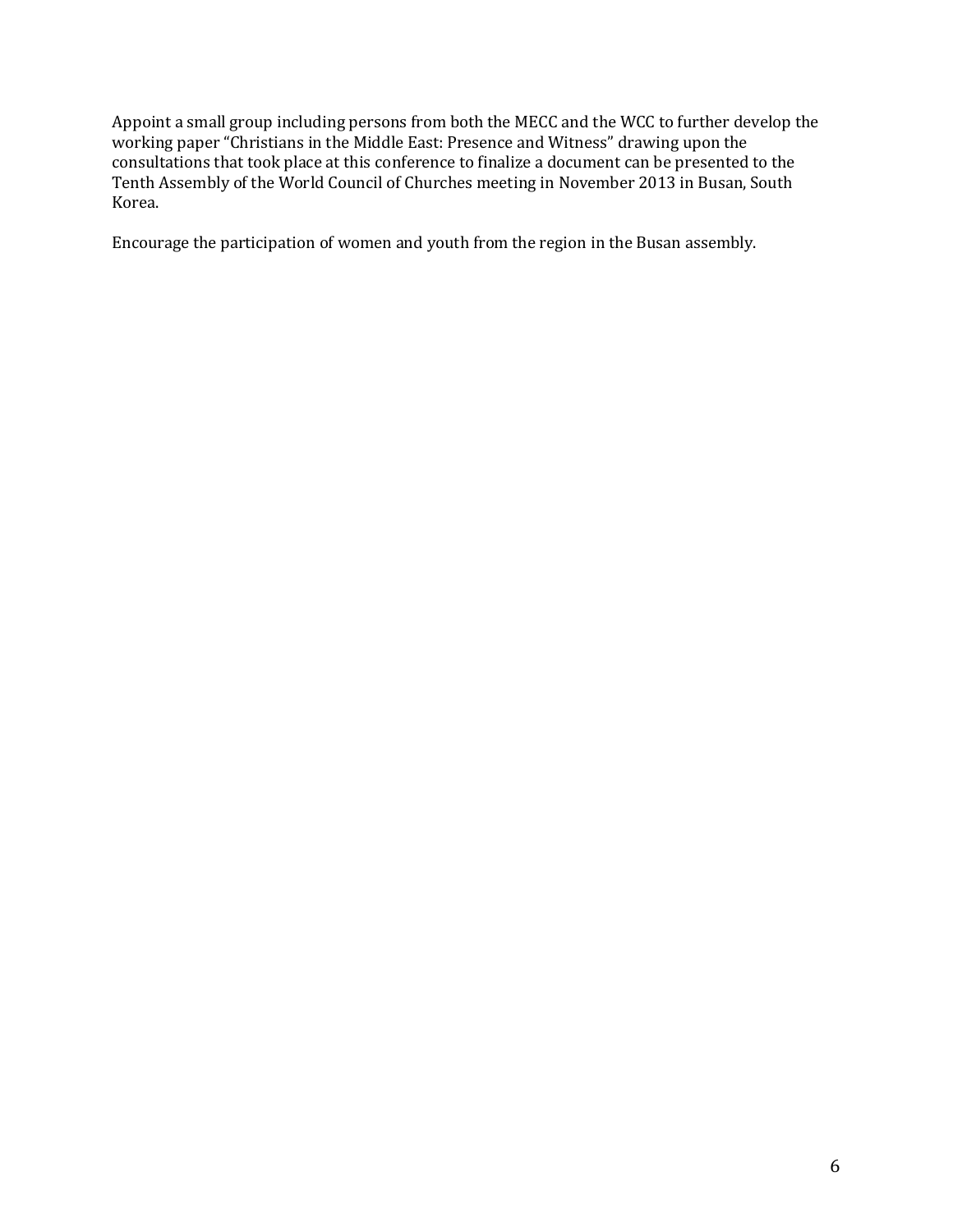Appoint a small group including persons from both the MECC and the WCC to further develop the working paper "Christians in the Middle East: Presence and Witness" drawing upon the consultations that took place at this conference to finalize a document can be presented to the Tenth Assembly of the World Council of Churches meeting in November 2013 in Busan, South Korea.

Encourage the participation of women and youth from the region in the Busan assembly.